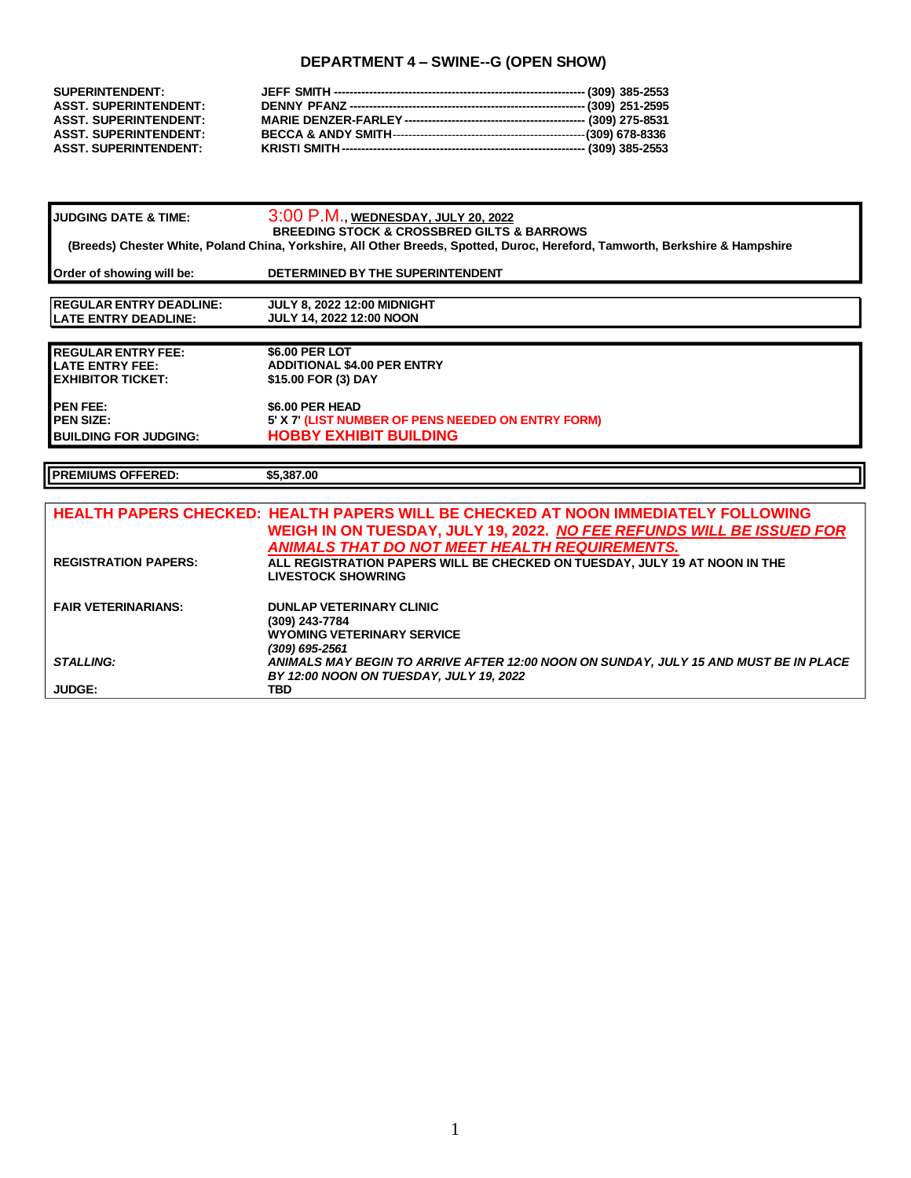# DEPARTMENT 4 – SWINE--G (OPEN SHOW)

| | |
|---|---|
| SUPERINTENDENT: | JEFF SMITH ---------------------------------------------------------------- (309) 385-2553 |
| ASST. SUPERINTENDENT: | DENNY PFANZ ------------------------------------------------------------ (309) 251-2595 |
| ASST. SUPERINTENDENT: | MARIE DENZER-FARLEY ----------------------------------------------- (309) 275-8531 |
| ASST. SUPERINTENDENT: | BECCA & ANDY SMITH------------------------------------------------(309) 678-8336 |
| ASST. SUPERINTENDENT: | KRISTI SMITH --------------------------------------------------------------- (309) 385-2553 |

**JUDGING DATE & TIME:** 3:00 P.M., **WEDNESDAY, JULY 20, 2022**
**BREEDING STOCK & CROSSBRED GILTS & BARROWS**
**(Breeds) Chester White, Poland China, Yorkshire, All Other Breeds, Spotted, Duroc, Hereford, Tamworth, Berkshire & Hampshire**

**Order of showing will be:** DETERMINED BY THE SUPERINTENDENT

| | |
|---|---|
| **REGULAR ENTRY DEADLINE:** | JULY 8, 2022 12:00 MIDNIGHT |
| **LATE ENTRY DEADLINE:** | JULY 14, 2022 12:00 NOON |

| | |
|---|---|
| **REGULAR ENTRY FEE:** | $6.00 PER LOT |
| **LATE ENTRY FEE:** | ADDITIONAL $4.00 PER ENTRY |
| **EXHIBITOR TICKET:** | $15.00 FOR (3) DAY |
| **PEN FEE:** | $6.00 PER HEAD |
| **PEN SIZE:** | 5' X 7' (LIST NUMBER OF PENS NEEDED ON ENTRY FORM) |
| **BUILDING FOR JUDGING:** | **HOBBY EXHIBIT BUILDING** |

**PREMIUMS OFFERED:** $5,387.00

| | |
|---|---|
| **HEALTH PAPERS CHECKED:** | **HEALTH PAPERS WILL BE CHECKED AT NOON IMMEDIATELY FOLLOWING WEIGH IN ON TUESDAY, JULY 19, 2022. *NO FEE REFUNDS WILL BE ISSUED FOR ANIMALS THAT DO NOT MEET HEALTH REQUIREMENTS.*** |
| **REGISTRATION PAPERS:** | ALL REGISTRATION PAPERS WILL BE CHECKED ON TUESDAY, JULY 19 AT NOON IN THE LIVESTOCK SHOWRING |
| **FAIR VETERINARIANS:** | DUNLAP VETERINARY CLINIC (309) 243-7784 WYOMING VETERINARY SERVICE *(309) 695-2561* |
| ***STALLING:*** | *ANIMALS MAY BEGIN TO ARRIVE AFTER 12:00 NOON ON SUNDAY, JULY 15 AND MUST BE IN PLACE BY 12:00 NOON ON TUESDAY, JULY 19, 2022* |
| **JUDGE:** | TBD |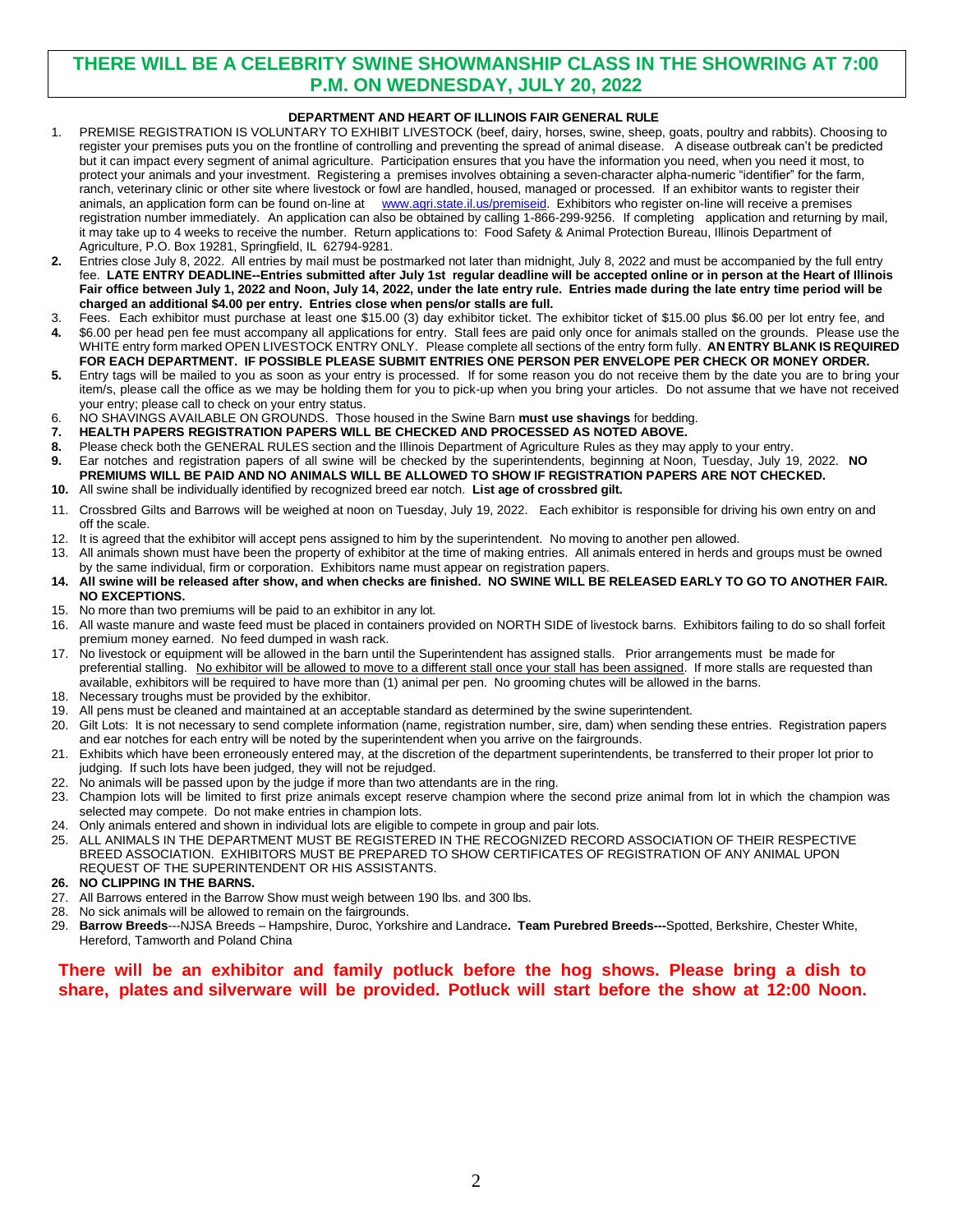## THERE WILL BE A CELEBRITY SWINE SHOWMANSHIP CLASS IN THE SHOWRING AT 7:00 P.M. ON WEDNESDAY, JULY 20, 2022

### DEPARTMENT AND HEART OF ILLINOIS FAIR GENERAL RULE

1. PREMISE REGISTRATION IS VOLUNTARY TO EXHIBIT LIVESTOCK (beef, dairy, horses, swine, sheep, goats, poultry and rabbits). Choosing to register your premises puts you on the frontline of controlling and preventing the spread of animal disease. A disease outbreak can't be predicted but it can impact every segment of animal agriculture. Participation ensures that you have the information you need, when you need it most, to protect your animals and your investment. Registering a premises involves obtaining a seven-character alpha-numeric "identifier" for the farm, ranch, veterinary clinic or other site where livestock or fowl are handled, housed, managed or processed. If an exhibitor wants to register their animals, an application form can be found on-line at www.agri.state.il.us/premiseid. Exhibitors who register on-line will receive a premises registration number immediately. An application can also be obtained by calling 1-866-299-9256. If completing application and returning by mail, it may take up to 4 weeks to receive the number. Return applications to: Food Safety & Animal Protection Bureau, Illinois Department of Agriculture, P.O. Box 19281, Springfield, IL 62794-9281.
2. Entries close July 8, 2022. All entries by mail must be postmarked not later than midnight, July 8, 2022 and must be accompanied by the full entry fee. **LATE ENTRY DEADLINE--Entries submitted after July 1st regular deadline will be accepted online or in person at the Heart of Illinois Fair office between July 1, 2022 and Noon, July 14, 2022, under the late entry rule. Entries made during the late entry time period will be charged an additional $4.00 per entry. Entries close when pens/or stalls are full.**
3. Fees. Each exhibitor must purchase at least one $15.00 (3) day exhibitor ticket. The exhibitor ticket of $15.00 plus $6.00 per lot entry fee, and
4. $6.00 per head pen fee must accompany all applications for entry. Stall fees are paid only once for animals stalled on the grounds. Please use the WHITE entry form marked OPEN LIVESTOCK ENTRY ONLY. Please complete all sections of the entry form fully. **AN ENTRY BLANK IS REQUIRED FOR EACH DEPARTMENT. IF POSSIBLE PLEASE SUBMIT ENTRIES ONE PERSON PER ENVELOPE PER CHECK OR MONEY ORDER.**
5. Entry tags will be mailed to you as soon as your entry is processed. If for some reason you do not receive them by the date you are to bring your item/s, please call the office as we may be holding them for you to pick-up when you bring your articles. Do not assume that we have not received your entry; please call to check on your entry status.
6. NO SHAVINGS AVAILABLE ON GROUNDS. Those housed in the Swine Barn **must use shavings** for bedding.
7. **HEALTH PAPERS REGISTRATION PAPERS WILL BE CHECKED AND PROCESSED AS NOTED ABOVE.**
8. Please check both the GENERAL RULES section and the Illinois Department of Agriculture Rules as they may apply to your entry.
9. Ear notches and registration papers of all swine will be checked by the superintendents, beginning at Noon, Tuesday, July 19, 2022. **NO PREMIUMS WILL BE PAID AND NO ANIMALS WILL BE ALLOWED TO SHOW IF REGISTRATION PAPERS ARE NOT CHECKED.**
10. All swine shall be individually identified by recognized breed ear notch. **List age of crossbred gilt.**
11. Crossbred Gilts and Barrows will be weighed at noon on Tuesday, July 19, 2022. Each exhibitor is responsible for driving his own entry on and off the scale.
12. It is agreed that the exhibitor will accept pens assigned to him by the superintendent. No moving to another pen allowed.
13. All animals shown must have been the property of exhibitor at the time of making entries. All animals entered in herds and groups must be owned by the same individual, firm or corporation. Exhibitors name must appear on registration papers.
14. **All swine will be released after show, and when checks are finished. NO SWINE WILL BE RELEASED EARLY TO GO TO ANOTHER FAIR. NO EXCEPTIONS.**
15. No more than two premiums will be paid to an exhibitor in any lot.
16. All waste manure and waste feed must be placed in containers provided on NORTH SIDE of livestock barns. Exhibitors failing to do so shall forfeit premium money earned. No feed dumped in wash rack.
17. No livestock or equipment will be allowed in the barn until the Superintendent has assigned stalls. Prior arrangements must be made for preferential stalling. No exhibitor will be allowed to move to a different stall once your stall has been assigned. If more stalls are requested than available, exhibitors will be required to have more than (1) animal per pen. No grooming chutes will be allowed in the barns.
18. Necessary troughs must be provided by the exhibitor.
19. All pens must be cleaned and maintained at an acceptable standard as determined by the swine superintendent.
20. Gilt Lots: It is not necessary to send complete information (name, registration number, sire, dam) when sending these entries. Registration papers and ear notches for each entry will be noted by the superintendent when you arrive on the fairgrounds.
21. Exhibits which have been erroneously entered may, at the discretion of the department superintendents, be transferred to their proper lot prior to judging. If such lots have been judged, they will not be rejudged.
22. No animals will be passed upon by the judge if more than two attendants are in the ring.
23. Champion lots will be limited to first prize animals except reserve champion where the second prize animal from lot in which the champion was selected may compete. Do not make entries in champion lots.
24. Only animals entered and shown in individual lots are eligible to compete in group and pair lots.
25. ALL ANIMALS IN THE DEPARTMENT MUST BE REGISTERED IN THE RECOGNIZED RECORD ASSOCIATION OF THEIR RESPECTIVE BREED ASSOCIATION. EXHIBITORS MUST BE PREPARED TO SHOW CERTIFICATES OF REGISTRATION OF ANY ANIMAL UPON REQUEST OF THE SUPERINTENDENT OR HIS ASSISTANTS.
26. **NO CLIPPING IN THE BARNS.**
27. All Barrows entered in the Barrow Show must weigh between 190 lbs. and 300 lbs.
28. No sick animals will be allowed to remain on the fairgrounds.
29. **Barrow Breeds**---NJSA Breeds – Hampshire, Duroc, Yorkshire and Landrace**. Team Purebred Breeds---**Spotted, Berkshire, Chester White, Hereford, Tamworth and Poland China

**There will be an exhibitor and family potluck before the hog shows. Please bring a dish to share, plates and silverware will be provided. Potluck will start before the show at 12:00 Noon.**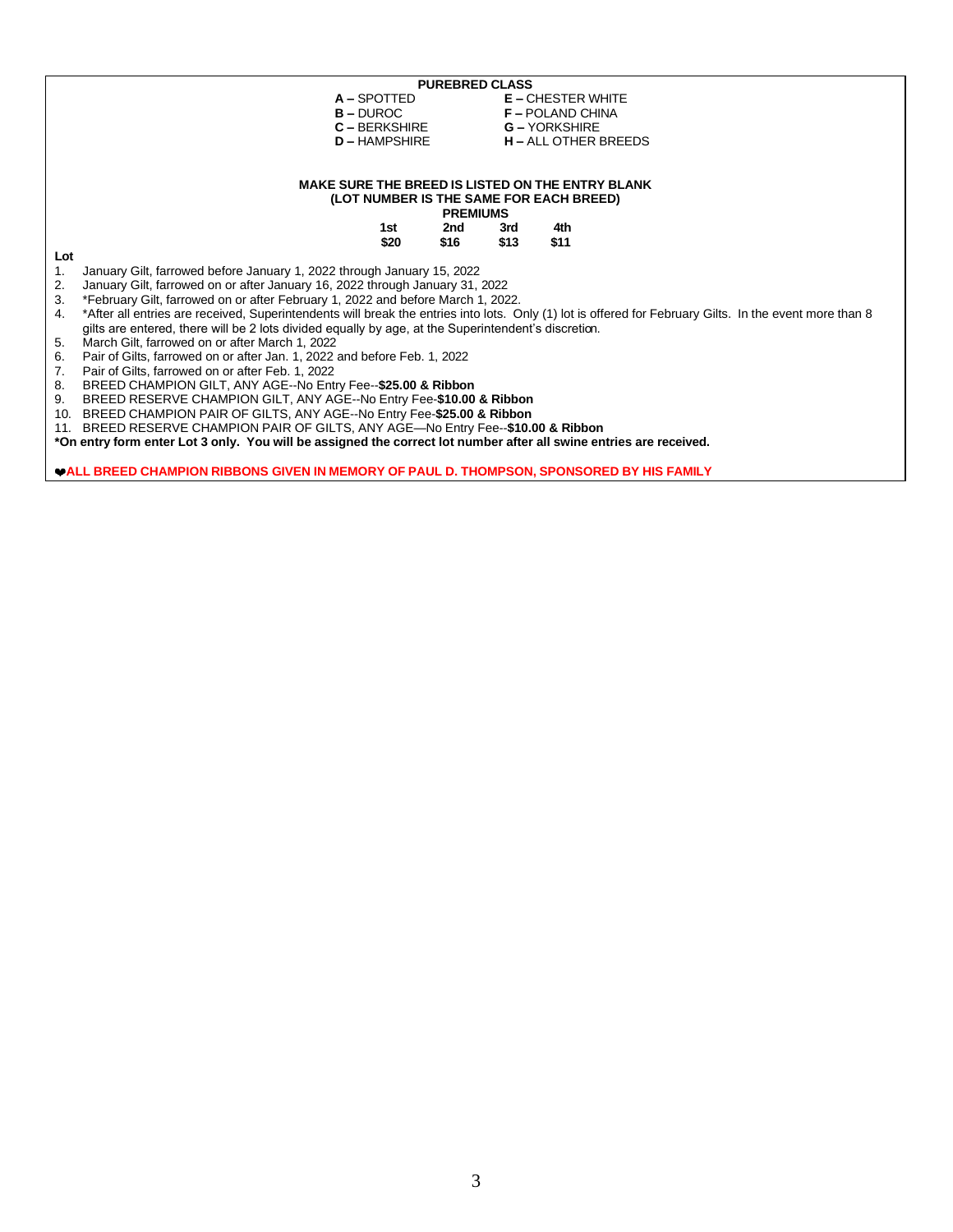## PUREBRED CLASS

**A –** SPOTTED
**B –** DUROC
**C –** BERKSHIRE
**D –** HAMPSHIRE
**E –** CHESTER WHITE
**F –** POLAND CHINA
**G –** YORKSHIRE
**H –** ALL OTHER BREEDS

**MAKE SURE THE BREED IS LISTED ON THE ENTRY BLANK**
**(LOT NUMBER IS THE SAME FOR EACH BREED)**

**PREMIUMS**

| 1st | 2nd | 3rd | 4th |
|---|---|---|---|
| $20 | $16 | $13 | $11 |

**Lot**

1. January Gilt, farrowed before January 1, 2022 through January 15, 2022
2. January Gilt, farrowed on or after January 16, 2022 through January 31, 2022
3. *February Gilt, farrowed on or after February 1, 2022 and before March 1, 2022.
4. *After all entries are received, Superintendents will break the entries into lots. Only (1) lot is offered for February Gilts. In the event more than 8 gilts are entered, there will be 2 lots divided equally by age, at the Superintendent's discretion.
5. March Gilt, farrowed on or after March 1, 2022
6. Pair of Gilts, farrowed on or after Jan. 1, 2022 and before Feb. 1, 2022
7. Pair of Gilts, farrowed on or after Feb. 1, 2022
8. BREED CHAMPION GILT, ANY AGE--No Entry Fee--**$25.00 & Ribbon**
9. BREED RESERVE CHAMPION GILT, ANY AGE--No Entry Fee-**$10.00 & Ribbon**
10. BREED CHAMPION PAIR OF GILTS, ANY AGE--No Entry Fee-**$25.00 & Ribbon**
11. BREED RESERVE CHAMPION PAIR OF GILTS, ANY AGE—No Entry Fee--**$10.00 & Ribbon**

***On entry form enter Lot 3 only. You will be assigned the correct lot number after all swine entries are received.**

**❤ALL BREED CHAMPION RIBBONS GIVEN IN MEMORY OF PAUL D. THOMPSON, SPONSORED BY HIS FAMILY**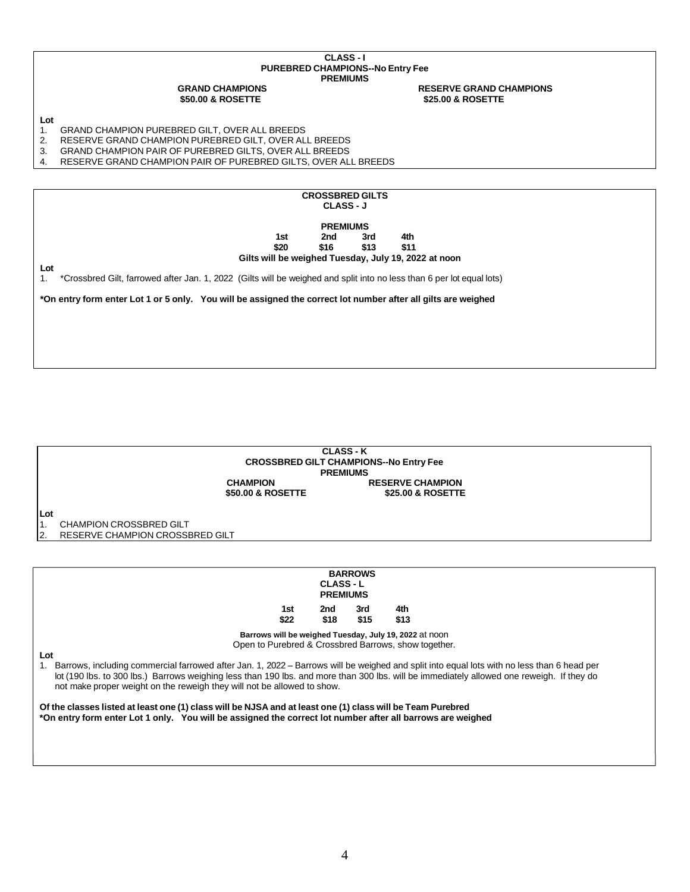## CLASS - I

### PUREBRED CHAMPIONS--No Entry Fee

**PREMIUMS**

| GRAND CHAMPIONS | RESERVE GRAND CHAMPIONS |
|---|---|
| $50.00 & ROSETTE | $25.00 & ROSETTE |

**Lot**

1. GRAND CHAMPION PUREBRED GILT, OVER ALL BREEDS
2. RESERVE GRAND CHAMPION PUREBRED GILT, OVER ALL BREEDS
3. GRAND CHAMPION PAIR OF PUREBRED GILTS, OVER ALL BREEDS
4. RESERVE GRAND CHAMPION PAIR OF PUREBRED GILTS, OVER ALL BREEDS

## CROSSBRED GILTS

### CLASS - J

**PREMIUMS**

| 1st | 2nd | 3rd | 4th |
|---|---|---|---|
| $20 | $16 | $13 | $11 |

**Gilts will be weighed Tuesday, July 19, 2022 at noon**

**Lot**

1. *Crossbred Gilt, farrowed after Jan. 1, 2022 (Gilts will be weighed and split into no less than 6 per lot equal lots)

**\*On entry form enter Lot 1 or 5 only. You will be assigned the correct lot number after all gilts are weighed**

## CLASS - K

### CROSSBRED GILT CHAMPIONS--No Entry Fee

**PREMIUMS**

| CHAMPION | RESERVE CHAMPION |
|---|---|
| $50.00 & ROSETTE | $25.00 & ROSETTE |

**Lot**

1. CHAMPION CROSSBRED GILT
2. RESERVE CHAMPION CROSSBRED GILT

## BARROWS

### CLASS - L

**PREMIUMS**

| 1st | 2nd | 3rd | 4th |
|---|---|---|---|
| $22 | $18 | $15 | $13 |

**Barrows will be weighed Tuesday, July 19, 2022** at noon

Open to Purebred & Crossbred Barrows, show together.

**Lot**

1. Barrows, including commercial farrowed after Jan. 1, 2022 – Barrows will be weighed and split into equal lots with no less than 6 head per lot (190 lbs. to 300 lbs.) Barrows weighing less than 190 lbs. and more than 300 lbs. will be immediately allowed one reweigh. If they do not make proper weight on the reweigh they will not be allowed to show.

**Of the classes listed at least one (1) class will be NJSA and at least one (1) class will be Team Purebred**

**\*On entry form enter Lot 1 only. You will be assigned the correct lot number after all barrows are weighed**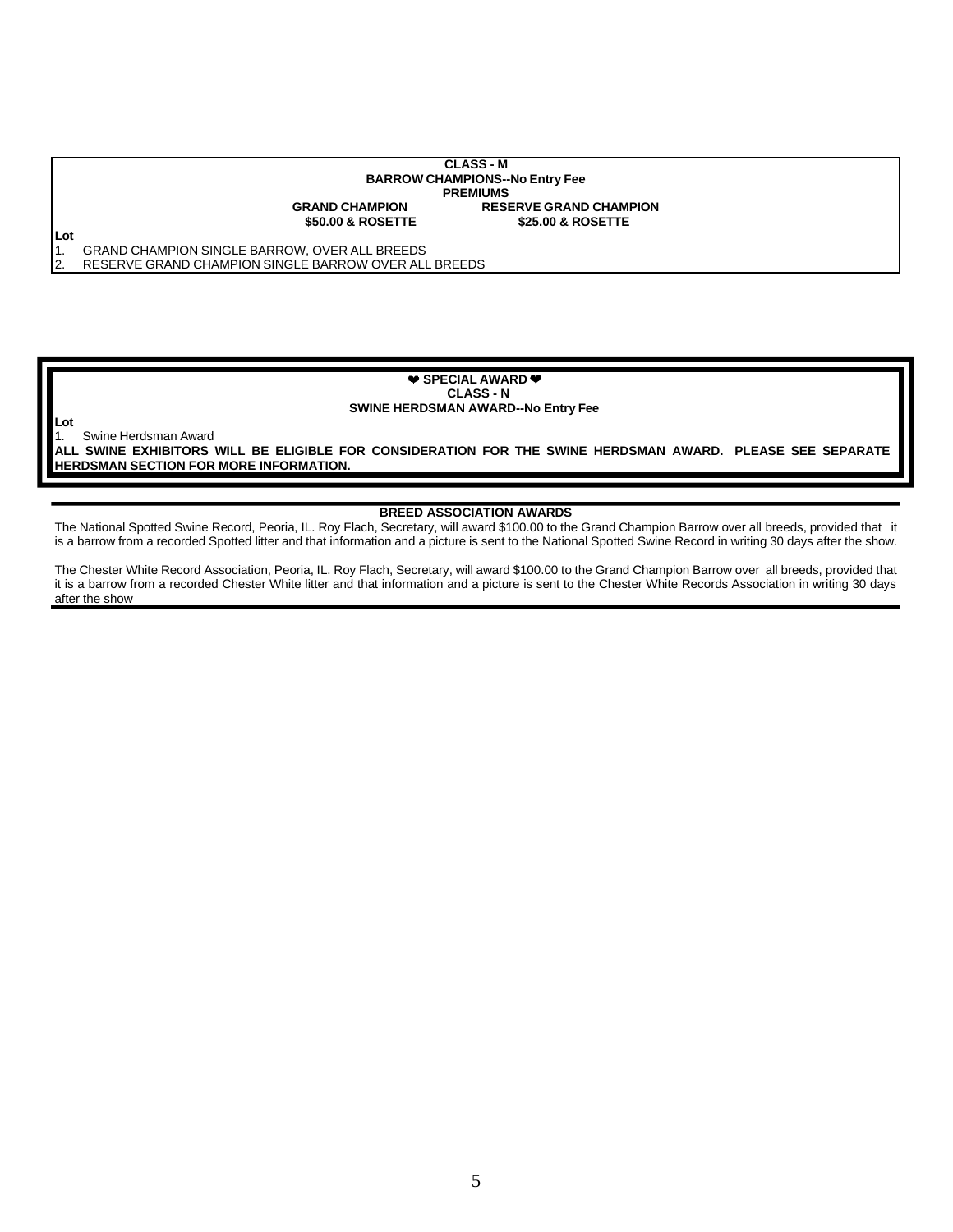**CLASS - M**
**BARROW CHAMPIONS--No Entry Fee**
**PREMIUMS**

| GRAND CHAMPION | RESERVE GRAND CHAMPION |
|---|---|
| $50.00 & ROSETTE | $25.00 & ROSETTE |

**Lot**

1. GRAND CHAMPION SINGLE BARROW, OVER ALL BREEDS
2. RESERVE GRAND CHAMPION SINGLE BARROW OVER ALL BREEDS

**❤ SPECIAL AWARD ❤**
**CLASS - N**
**SWINE HERDSMAN AWARD--No Entry Fee**

**Lot**

1. Swine Herdsman Award

**ALL SWINE EXHIBITORS WILL BE ELIGIBLE FOR CONSIDERATION FOR THE SWINE HERDSMAN AWARD. PLEASE SEE SEPARATE HERDSMAN SECTION FOR MORE INFORMATION.**

**BREED ASSOCIATION AWARDS**

The National Spotted Swine Record, Peoria, IL. Roy Flach, Secretary, will award $100.00 to the Grand Champion Barrow over all breeds, provided that it is a barrow from a recorded Spotted litter and that information and a picture is sent to the National Spotted Swine Record in writing 30 days after the show.

The Chester White Record Association, Peoria, IL. Roy Flach, Secretary, will award $100.00 to the Grand Champion Barrow over all breeds, provided that it is a barrow from a recorded Chester White litter and that information and a picture is sent to the Chester White Records Association in writing 30 days after the show